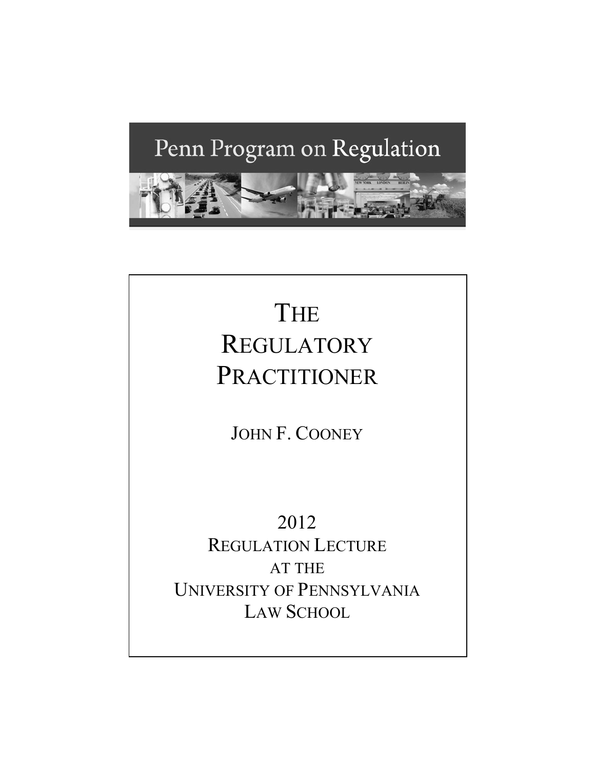Penn Program on Regulation

# The Regulatory Practitioner

John F. Cooney

2012
Regulation Lecture
at the
University of Pennsylvania
Law School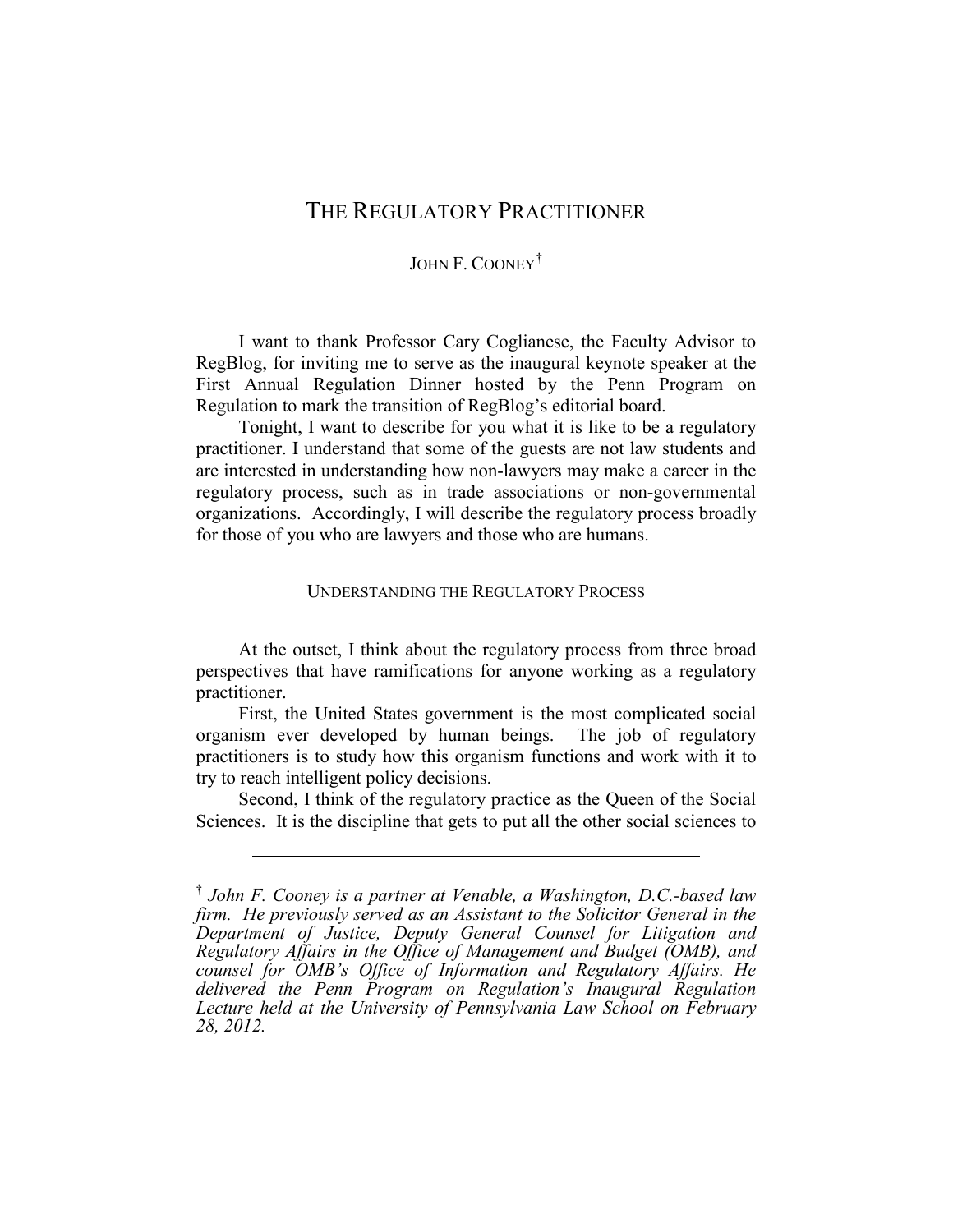# THE REGULATORY PRACTITIONER

JOHN F. COONEY[†]

I want to thank Professor Cary Coglianese, the Faculty Advisor to RegBlog, for inviting me to serve as the inaugural keynote speaker at the First Annual Regulation Dinner hosted by the Penn Program on Regulation to mark the transition of RegBlog's editorial board.

Tonight, I want to describe for you what it is like to be a regulatory practitioner. I understand that some of the guests are not law students and are interested in understanding how non-lawyers may make a career in the regulatory process, such as in trade associations or non-governmental organizations. Accordingly, I will describe the regulatory process broadly for those of you who are lawyers and those who are humans.

## UNDERSTANDING THE REGULATORY PROCESS

At the outset, I think about the regulatory process from three broad perspectives that have ramifications for anyone working as a regulatory practitioner.

First, the United States government is the most complicated social organism ever developed by human beings. The job of regulatory practitioners is to study how this organism functions and work with it to try to reach intelligent policy decisions.

Second, I think of the regulatory practice as the Queen of the Social Sciences. It is the discipline that gets to put all the other social sciences to

---

[†] *John F. Cooney is a partner at Venable, a Washington, D.C.-based law firm. He previously served as an Assistant to the Solicitor General in the Department of Justice, Deputy General Counsel for Litigation and Regulatory Affairs in the Office of Management and Budget (OMB), and counsel for OMB's Office of Information and Regulatory Affairs. He delivered the Penn Program on Regulation's Inaugural Regulation Lecture held at the University of Pennsylvania Law School on February 28, 2012.*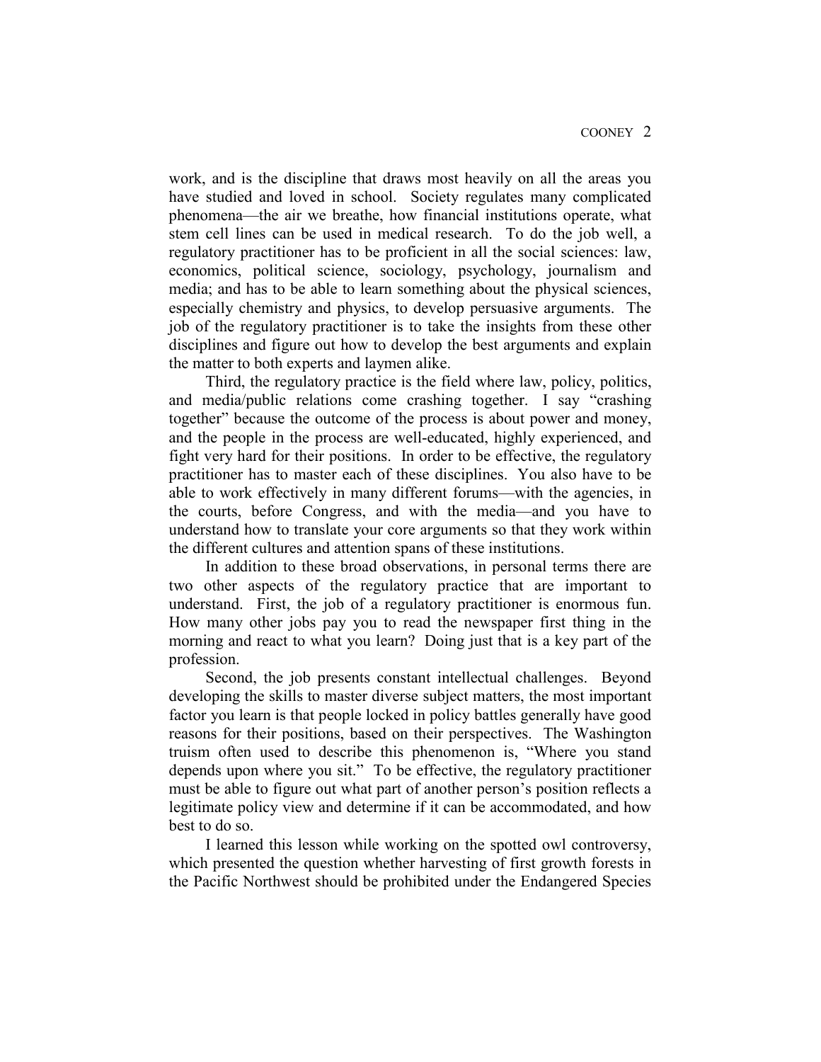work, and is the discipline that draws most heavily on all the areas you have studied and loved in school. Society regulates many complicated phenomena—the air we breathe, how financial institutions operate, what stem cell lines can be used in medical research. To do the job well, a regulatory practitioner has to be proficient in all the social sciences: law, economics, political science, sociology, psychology, journalism and media; and has to be able to learn something about the physical sciences, especially chemistry and physics, to develop persuasive arguments. The job of the regulatory practitioner is to take the insights from these other disciplines and figure out how to develop the best arguments and explain the matter to both experts and laymen alike.

Third, the regulatory practice is the field where law, policy, politics, and media/public relations come crashing together. I say "crashing together" because the outcome of the process is about power and money, and the people in the process are well-educated, highly experienced, and fight very hard for their positions. In order to be effective, the regulatory practitioner has to master each of these disciplines. You also have to be able to work effectively in many different forums—with the agencies, in the courts, before Congress, and with the media—and you have to understand how to translate your core arguments so that they work within the different cultures and attention spans of these institutions.

In addition to these broad observations, in personal terms there are two other aspects of the regulatory practice that are important to understand. First, the job of a regulatory practitioner is enormous fun. How many other jobs pay you to read the newspaper first thing in the morning and react to what you learn? Doing just that is a key part of the profession.

Second, the job presents constant intellectual challenges. Beyond developing the skills to master diverse subject matters, the most important factor you learn is that people locked in policy battles generally have good reasons for their positions, based on their perspectives. The Washington truism often used to describe this phenomenon is, "Where you stand depends upon where you sit." To be effective, the regulatory practitioner must be able to figure out what part of another person's position reflects a legitimate policy view and determine if it can be accommodated, and how best to do so.

I learned this lesson while working on the spotted owl controversy, which presented the question whether harvesting of first growth forests in the Pacific Northwest should be prohibited under the Endangered Species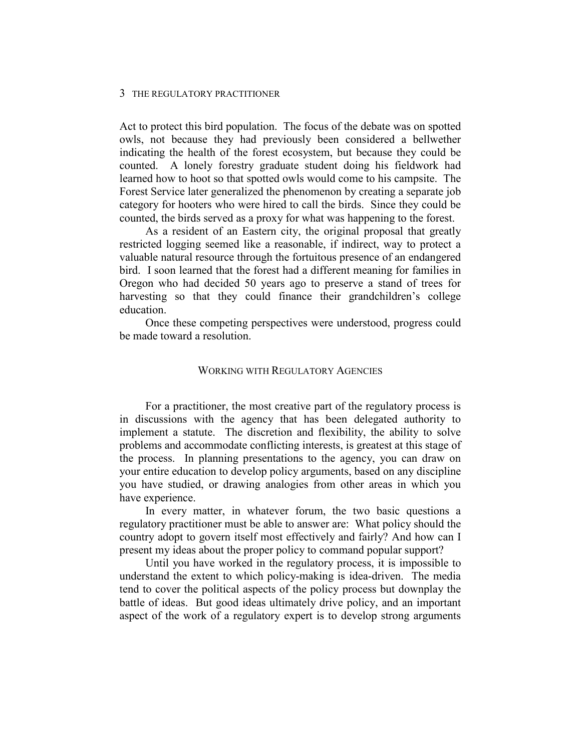Act to protect this bird population. The focus of the debate was on spotted owls, not because they had previously been considered a bellwether indicating the health of the forest ecosystem, but because they could be counted. A lonely forestry graduate student doing his fieldwork had learned how to hoot so that spotted owls would come to his campsite. The Forest Service later generalized the phenomenon by creating a separate job category for hooters who were hired to call the birds. Since they could be counted, the birds served as a proxy for what was happening to the forest.

As a resident of an Eastern city, the original proposal that greatly restricted logging seemed like a reasonable, if indirect, way to protect a valuable natural resource through the fortuitous presence of an endangered bird. I soon learned that the forest had a different meaning for families in Oregon who had decided 50 years ago to preserve a stand of trees for harvesting so that they could finance their grandchildren's college education.

Once these competing perspectives were understood, progress could be made toward a resolution.

## Working with Regulatory Agencies

For a practitioner, the most creative part of the regulatory process is in discussions with the agency that has been delegated authority to implement a statute. The discretion and flexibility, the ability to solve problems and accommodate conflicting interests, is greatest at this stage of the process. In planning presentations to the agency, you can draw on your entire education to develop policy arguments, based on any discipline you have studied, or drawing analogies from other areas in which you have experience.

In every matter, in whatever forum, the two basic questions a regulatory practitioner must be able to answer are: What policy should the country adopt to govern itself most effectively and fairly? And how can I present my ideas about the proper policy to command popular support?

Until you have worked in the regulatory process, it is impossible to understand the extent to which policy-making is idea-driven. The media tend to cover the political aspects of the policy process but downplay the battle of ideas. But good ideas ultimately drive policy, and an important aspect of the work of a regulatory expert is to develop strong arguments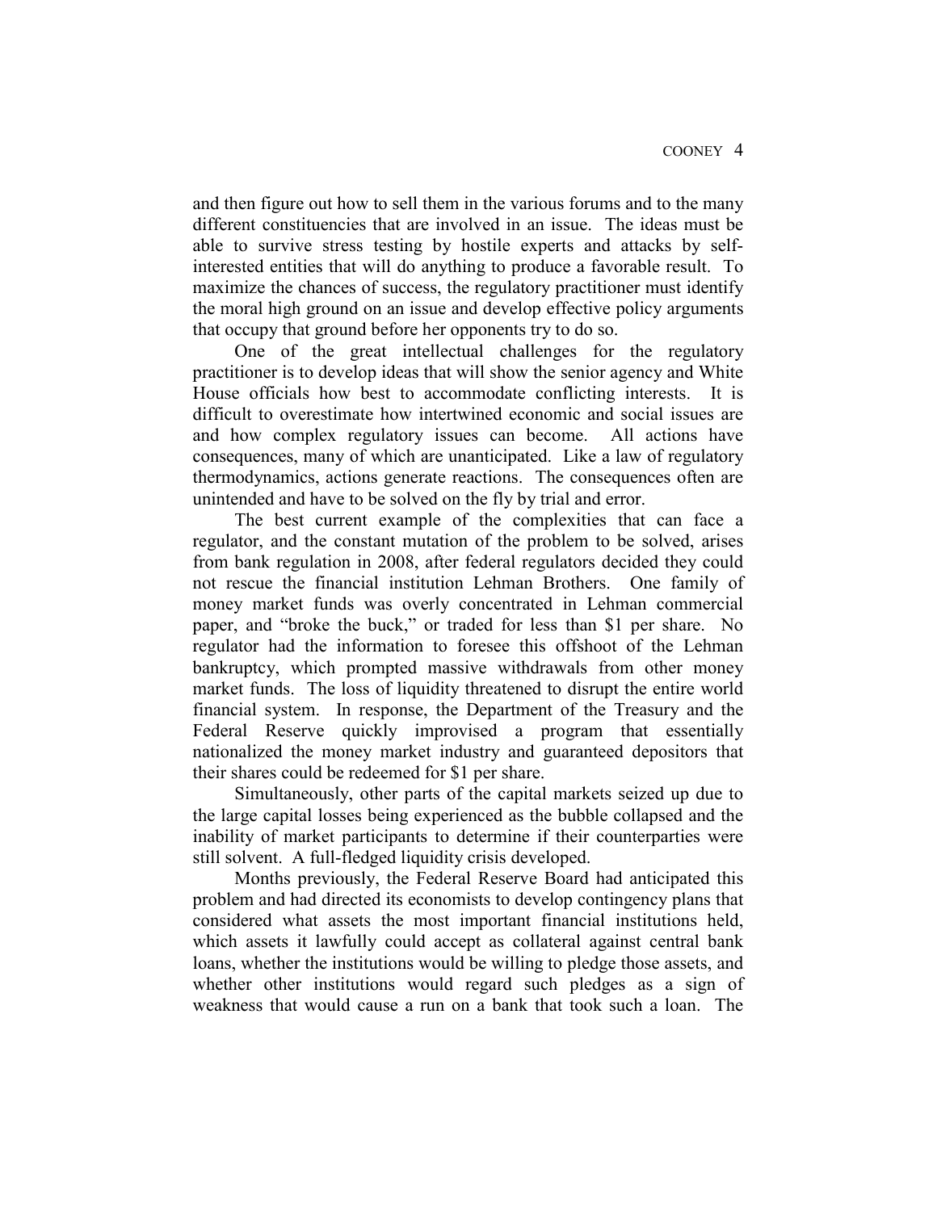and then figure out how to sell them in the various forums and to the many different constituencies that are involved in an issue. The ideas must be able to survive stress testing by hostile experts and attacks by self-interested entities that will do anything to produce a favorable result. To maximize the chances of success, the regulatory practitioner must identify the moral high ground on an issue and develop effective policy arguments that occupy that ground before her opponents try to do so.

One of the great intellectual challenges for the regulatory practitioner is to develop ideas that will show the senior agency and White House officials how best to accommodate conflicting interests. It is difficult to overestimate how intertwined economic and social issues are and how complex regulatory issues can become. All actions have consequences, many of which are unanticipated. Like a law of regulatory thermodynamics, actions generate reactions. The consequences often are unintended and have to be solved on the fly by trial and error.

The best current example of the complexities that can face a regulator, and the constant mutation of the problem to be solved, arises from bank regulation in 2008, after federal regulators decided they could not rescue the financial institution Lehman Brothers. One family of money market funds was overly concentrated in Lehman commercial paper, and "broke the buck," or traded for less than $1 per share. No regulator had the information to foresee this offshoot of the Lehman bankruptcy, which prompted massive withdrawals from other money market funds. The loss of liquidity threatened to disrupt the entire world financial system. In response, the Department of the Treasury and the Federal Reserve quickly improvised a program that essentially nationalized the money market industry and guaranteed depositors that their shares could be redeemed for $1 per share.

Simultaneously, other parts of the capital markets seized up due to the large capital losses being experienced as the bubble collapsed and the inability of market participants to determine if their counterparties were still solvent. A full-fledged liquidity crisis developed.

Months previously, the Federal Reserve Board had anticipated this problem and had directed its economists to develop contingency plans that considered what assets the most important financial institutions held, which assets it lawfully could accept as collateral against central bank loans, whether the institutions would be willing to pledge those assets, and whether other institutions would regard such pledges as a sign of weakness that would cause a run on a bank that took such a loan. The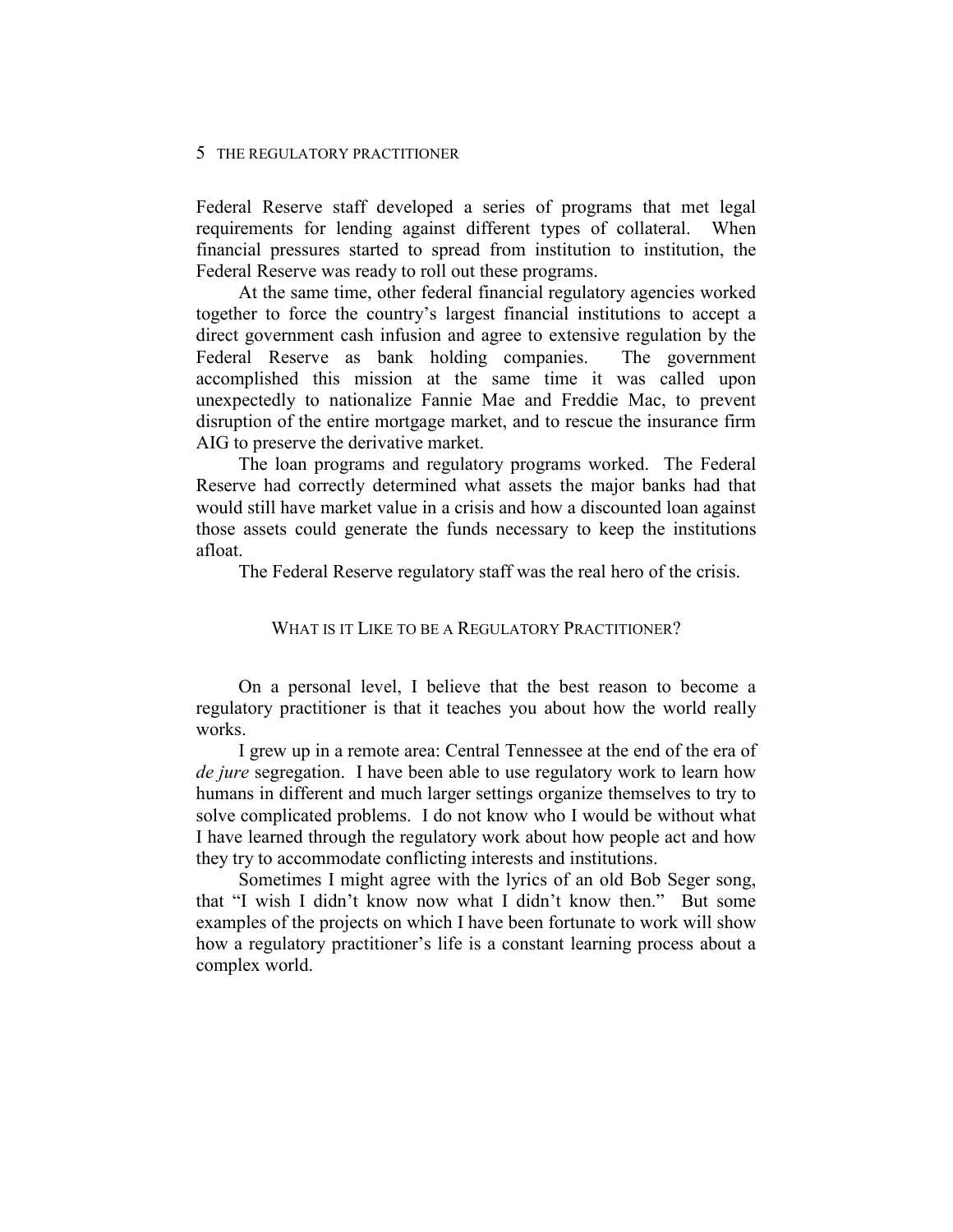Federal Reserve staff developed a series of programs that met legal requirements for lending against different types of collateral. When financial pressures started to spread from institution to institution, the Federal Reserve was ready to roll out these programs.

At the same time, other federal financial regulatory agencies worked together to force the country's largest financial institutions to accept a direct government cash infusion and agree to extensive regulation by the Federal Reserve as bank holding companies. The government accomplished this mission at the same time it was called upon unexpectedly to nationalize Fannie Mae and Freddie Mac, to prevent disruption of the entire mortgage market, and to rescue the insurance firm AIG to preserve the derivative market.

The loan programs and regulatory programs worked. The Federal Reserve had correctly determined what assets the major banks had that would still have market value in a crisis and how a discounted loan against those assets could generate the funds necessary to keep the institutions afloat.

The Federal Reserve regulatory staff was the real hero of the crisis.

## WHAT IS IT LIKE TO BE A REGULATORY PRACTITIONER?

On a personal level, I believe that the best reason to become a regulatory practitioner is that it teaches you about how the world really works.

I grew up in a remote area: Central Tennessee at the end of the era of *de jure* segregation. I have been able to use regulatory work to learn how humans in different and much larger settings organize themselves to try to solve complicated problems. I do not know who I would be without what I have learned through the regulatory work about how people act and how they try to accommodate conflicting interests and institutions.

Sometimes I might agree with the lyrics of an old Bob Seger song, that "I wish I didn't know now what I didn't know then." But some examples of the projects on which I have been fortunate to work will show how a regulatory practitioner's life is a constant learning process about a complex world.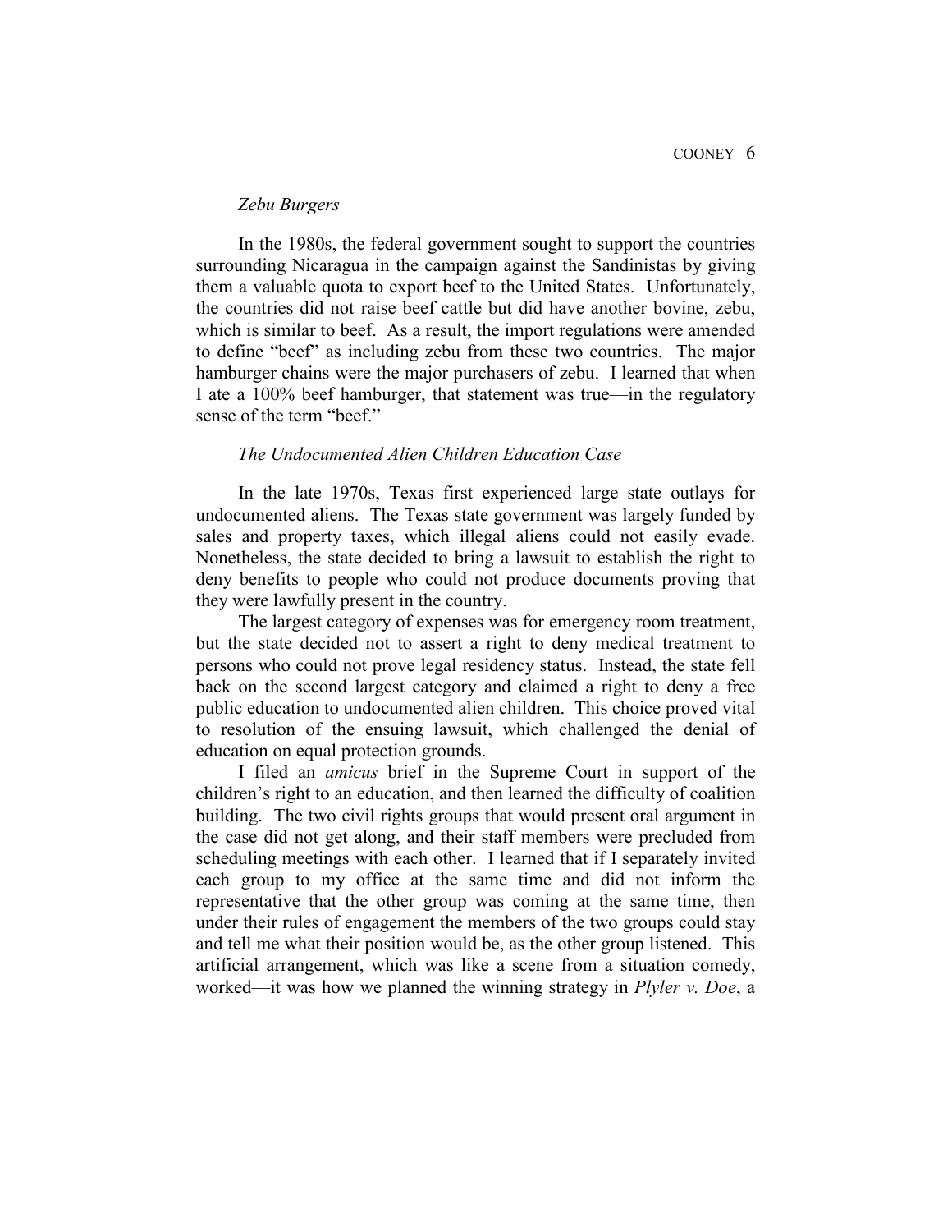*Zebu Burgers*

In the 1980s, the federal government sought to support the countries surrounding Nicaragua in the campaign against the Sandinistas by giving them a valuable quota to export beef to the United States. Unfortunately, the countries did not raise beef cattle but did have another bovine, zebu, which is similar to beef. As a result, the import regulations were amended to define "beef" as including zebu from these two countries. The major hamburger chains were the major purchasers of zebu. I learned that when I ate a 100% beef hamburger, that statement was true—in the regulatory sense of the term "beef."

*The Undocumented Alien Children Education Case*

In the late 1970s, Texas first experienced large state outlays for undocumented aliens. The Texas state government was largely funded by sales and property taxes, which illegal aliens could not easily evade. Nonetheless, the state decided to bring a lawsuit to establish the right to deny benefits to people who could not produce documents proving that they were lawfully present in the country.

The largest category of expenses was for emergency room treatment, but the state decided not to assert a right to deny medical treatment to persons who could not prove legal residency status. Instead, the state fell back on the second largest category and claimed a right to deny a free public education to undocumented alien children. This choice proved vital to resolution of the ensuing lawsuit, which challenged the denial of education on equal protection grounds.

I filed an *amicus* brief in the Supreme Court in support of the children's right to an education, and then learned the difficulty of coalition building. The two civil rights groups that would present oral argument in the case did not get along, and their staff members were precluded from scheduling meetings with each other. I learned that if I separately invited each group to my office at the same time and did not inform the representative that the other group was coming at the same time, then under their rules of engagement the members of the two groups could stay and tell me what their position would be, as the other group listened. This artificial arrangement, which was like a scene from a situation comedy, worked—it was how we planned the winning strategy in *Plyler v. Doe*, a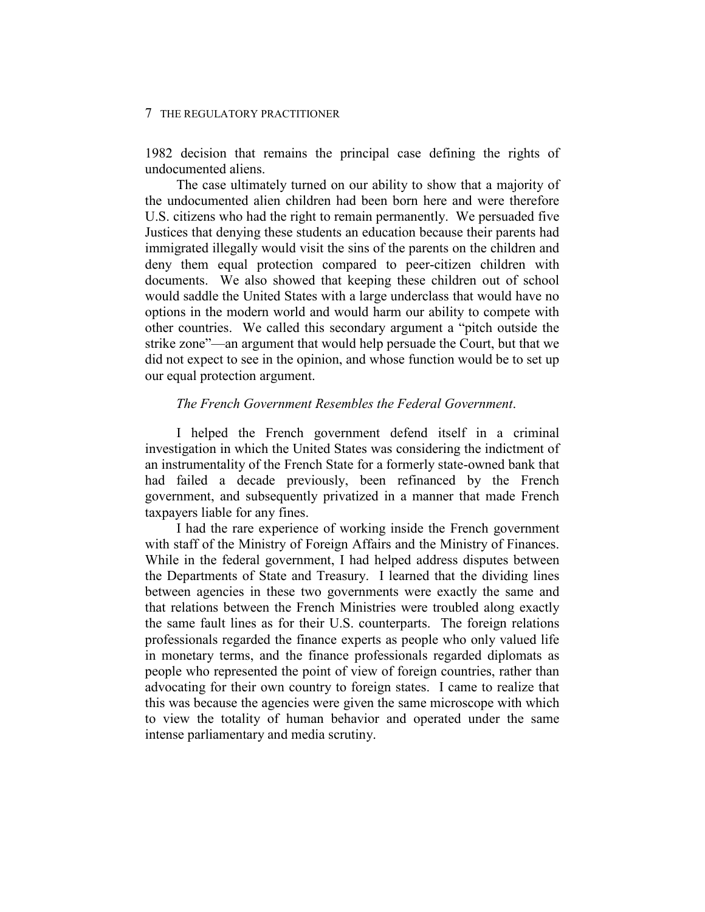1982 decision that remains the principal case defining the rights of undocumented aliens.

The case ultimately turned on our ability to show that a majority of the undocumented alien children had been born here and were therefore U.S. citizens who had the right to remain permanently. We persuaded five Justices that denying these students an education because their parents had immigrated illegally would visit the sins of the parents on the children and deny them equal protection compared to peer-citizen children with documents. We also showed that keeping these children out of school would saddle the United States with a large underclass that would have no options in the modern world and would harm our ability to compete with other countries. We called this secondary argument a "pitch outside the strike zone"—an argument that would help persuade the Court, but that we did not expect to see in the opinion, and whose function would be to set up our equal protection argument.

*The French Government Resembles the Federal Government*.

I helped the French government defend itself in a criminal investigation in which the United States was considering the indictment of an instrumentality of the French State for a formerly state-owned bank that had failed a decade previously, been refinanced by the French government, and subsequently privatized in a manner that made French taxpayers liable for any fines.

I had the rare experience of working inside the French government with staff of the Ministry of Foreign Affairs and the Ministry of Finances. While in the federal government, I had helped address disputes between the Departments of State and Treasury. I learned that the dividing lines between agencies in these two governments were exactly the same and that relations between the French Ministries were troubled along exactly the same fault lines as for their U.S. counterparts. The foreign relations professionals regarded the finance experts as people who only valued life in monetary terms, and the finance professionals regarded diplomats as people who represented the point of view of foreign countries, rather than advocating for their own country to foreign states. I came to realize that this was because the agencies were given the same microscope with which to view the totality of human behavior and operated under the same intense parliamentary and media scrutiny.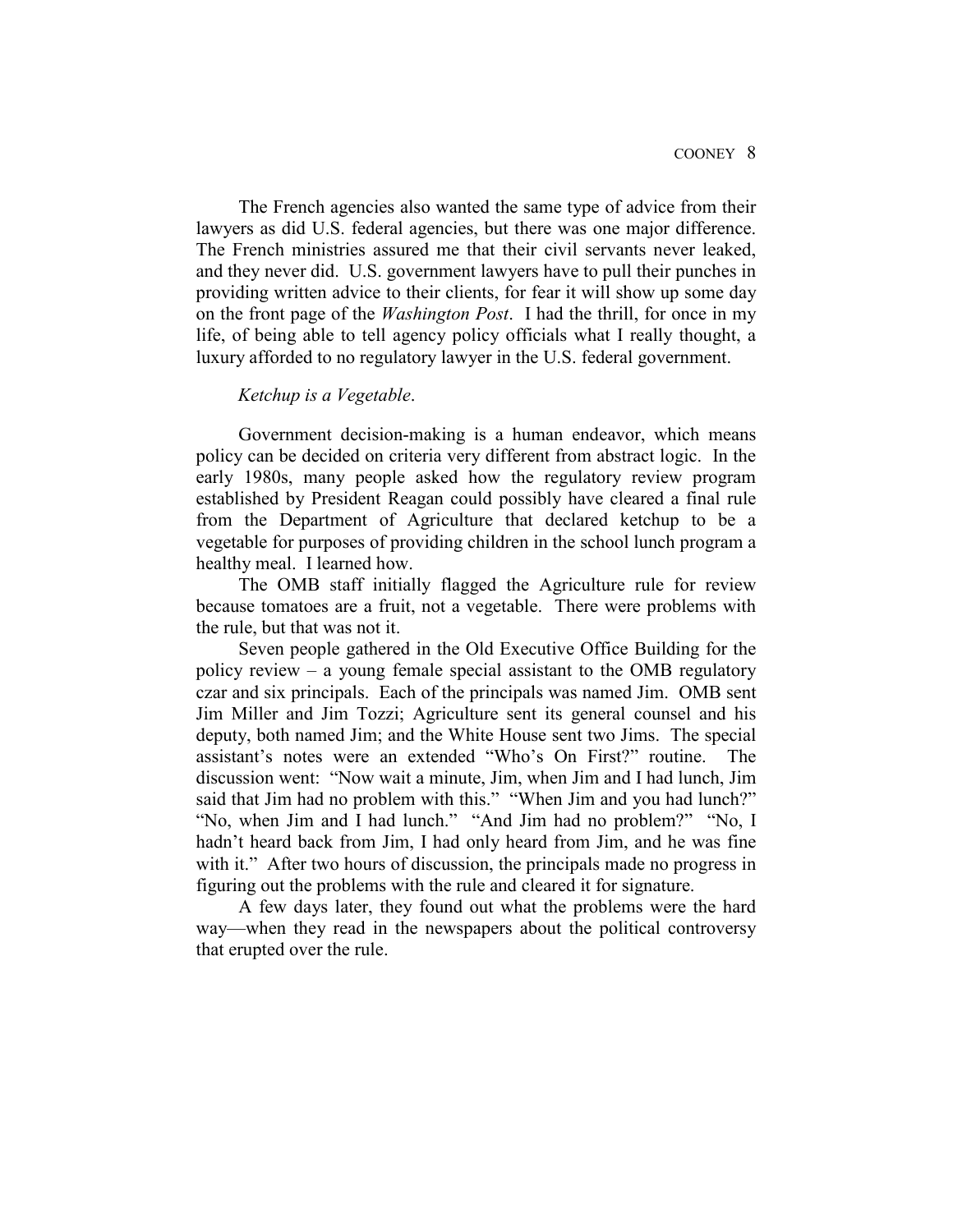The French agencies also wanted the same type of advice from their lawyers as did U.S. federal agencies, but there was one major difference. The French ministries assured me that their civil servants never leaked, and they never did. U.S. government lawyers have to pull their punches in providing written advice to their clients, for fear it will show up some day on the front page of the *Washington Post*. I had the thrill, for once in my life, of being able to tell agency policy officials what I really thought, a luxury afforded to no regulatory lawyer in the U.S. federal government.

*Ketchup is a Vegetable*.

Government decision-making is a human endeavor, which means policy can be decided on criteria very different from abstract logic. In the early 1980s, many people asked how the regulatory review program established by President Reagan could possibly have cleared a final rule from the Department of Agriculture that declared ketchup to be a vegetable for purposes of providing children in the school lunch program a healthy meal. I learned how.

The OMB staff initially flagged the Agriculture rule for review because tomatoes are a fruit, not a vegetable. There were problems with the rule, but that was not it.

Seven people gathered in the Old Executive Office Building for the policy review – a young female special assistant to the OMB regulatory czar and six principals. Each of the principals was named Jim. OMB sent Jim Miller and Jim Tozzi; Agriculture sent its general counsel and his deputy, both named Jim; and the White House sent two Jims. The special assistant's notes were an extended "Who's On First?" routine. The discussion went: "Now wait a minute, Jim, when Jim and I had lunch, Jim said that Jim had no problem with this." "When Jim and you had lunch?" "No, when Jim and I had lunch." "And Jim had no problem?" "No, I hadn't heard back from Jim, I had only heard from Jim, and he was fine with it." After two hours of discussion, the principals made no progress in figuring out the problems with the rule and cleared it for signature.

A few days later, they found out what the problems were the hard way—when they read in the newspapers about the political controversy that erupted over the rule.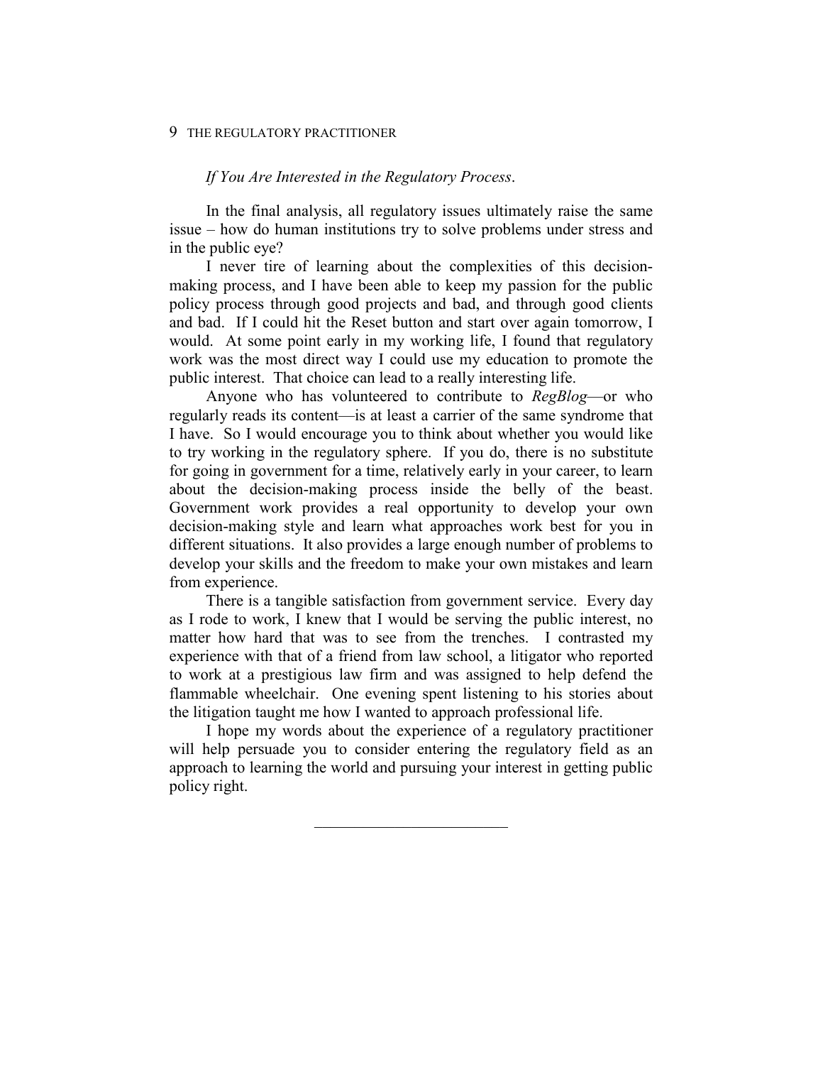*If You Are Interested in the Regulatory Process*.

In the final analysis, all regulatory issues ultimately raise the same issue – how do human institutions try to solve problems under stress and in the public eye?

I never tire of learning about the complexities of this decision-making process, and I have been able to keep my passion for the public policy process through good projects and bad, and through good clients and bad. If I could hit the Reset button and start over again tomorrow, I would. At some point early in my working life, I found that regulatory work was the most direct way I could use my education to promote the public interest. That choice can lead to a really interesting life.

Anyone who has volunteered to contribute to *RegBlog*—or who regularly reads its content—is at least a carrier of the same syndrome that I have. So I would encourage you to think about whether you would like to try working in the regulatory sphere. If you do, there is no substitute for going in government for a time, relatively early in your career, to learn about the decision-making process inside the belly of the beast. Government work provides a real opportunity to develop your own decision-making style and learn what approaches work best for you in different situations. It also provides a large enough number of problems to develop your skills and the freedom to make your own mistakes and learn from experience.

There is a tangible satisfaction from government service. Every day as I rode to work, I knew that I would be serving the public interest, no matter how hard that was to see from the trenches. I contrasted my experience with that of a friend from law school, a litigator who reported to work at a prestigious law firm and was assigned to help defend the flammable wheelchair. One evening spent listening to his stories about the litigation taught me how I wanted to approach professional life.

I hope my words about the experience of a regulatory practitioner will help persuade you to consider entering the regulatory field as an approach to learning the world and pursuing your interest in getting public policy right.

---